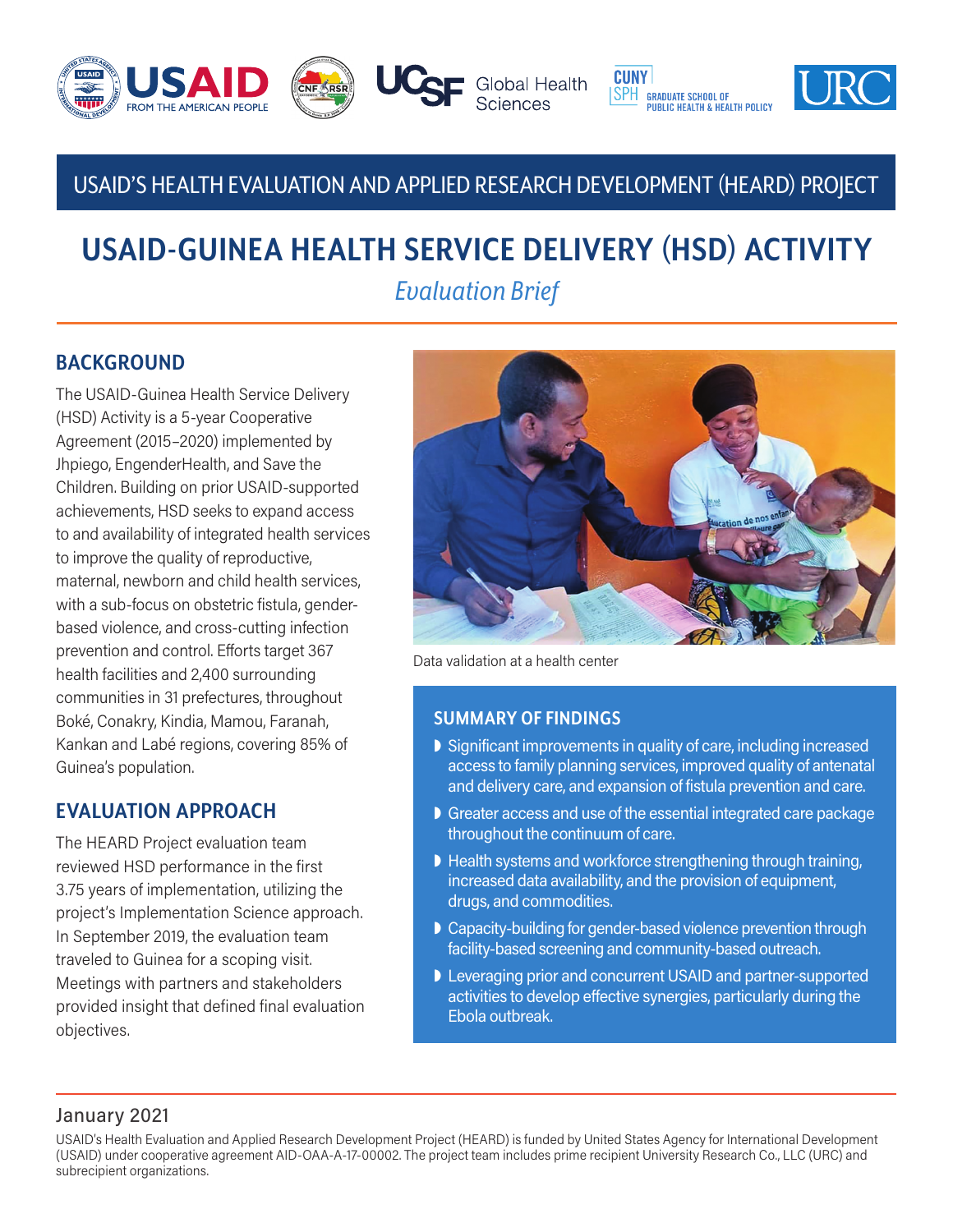USAID'S HEALTH EVALUATION AND APPLIED RESEARCH DEVELOPMENT (HEARD) PROJECT

# USAID-GUINEA HEALTH SERVICE DELIVERY (HSD) ACTIVITY

*Evaluation Brief*

## BACKGROUND

The USAID-Guinea Health Service Delivery (HSD) Activity is a 5-year Cooperative Agreement (2015–2020) implemented by Jhpiego, EngenderHealth, and Save the Children. Building on prior USAID-supported achievements, HSD seeks to expand access to and availability of integrated health services to improve the quality of reproductive, maternal, newborn and child health services, with a sub-focus on obstetric fistula, gender-based violence, and cross-cutting infection prevention and control. Efforts target 367 health facilities and 2,400 surrounding communities in 31 prefectures, throughout Boké, Conakry, Kindia, Mamou, Faranah, Kankan and Labé regions, covering 85% of Guinea's population.

## EVALUATION APPROACH

The HEARD Project evaluation team reviewed HSD performance in the first 3.75 years of implementation, utilizing the project's Implementation Science approach. In September 2019, the evaluation team traveled to Guinea for a scoping visit. Meetings with partners and stakeholders provided insight that defined final evaluation objectives.

Data validation at a health center

## SUMMARY OF FINDINGS

- Significant improvements in quality of care, including increased access to family planning services, improved quality of antenatal and delivery care, and expansion of fistula prevention and care.
- Greater access and use of the essential integrated care package throughout the continuum of care.
- Health systems and workforce strengthening through training, increased data availability, and the provision of equipment, drugs, and commodities.
- Capacity-building for gender-based violence prevention through facility-based screening and community-based outreach.
- Leveraging prior and concurrent USAID and partner-supported activities to develop effective synergies, particularly during the Ebola outbreak.

January 2021

USAID's Health Evaluation and Applied Research Development Project (HEARD) is funded by United States Agency for International Development (USAID) under cooperative agreement AID-OAA-A-17-00002. The project team includes prime recipient University Research Co., LLC (URC) and subrecipient organizations.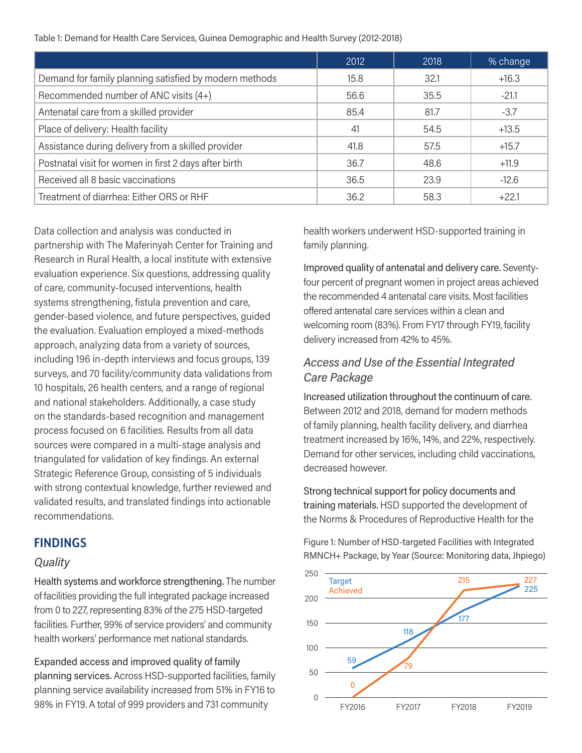Table 1: Demand for Health Care Services, Guinea Demographic and Health Survey (2012-2018)

| | 2012 | 2018 | % change |
|---|---|---|---|
| Demand for family planning satisfied by modern methods | 15.8 | 32.1 | +16.3 |
| Recommended number of ANC visits (4+) | 56.6 | 35.5 | -21.1 |
| Antenatal care from a skilled provider | 85.4 | 81.7 | -3.7 |
| Place of delivery: Health facility | 41 | 54.5 | +13.5 |
| Assistance during delivery from a skilled provider | 41.8 | 57.5 | +15.7 |
| Postnatal visit for women in first 2 days after birth | 36.7 | 48.6 | +11.9 |
| Received all 8 basic vaccinations | 36.5 | 23.9 | -12.6 |
| Treatment of diarrhea: Either ORS or RHF | 36.2 | 58.3 | +22.1 |

Data collection and analysis was conducted in partnership with The Maferinyah Center for Training and Research in Rural Health, a local institute with extensive evaluation experience. Six questions, addressing quality of care, community-focused interventions, health systems strengthening, fistula prevention and care, gender-based violence, and future perspectives, guided the evaluation. Evaluation employed a mixed-methods approach, analyzing data from a variety of sources, including 196 in-depth interviews and focus groups, 139 surveys, and 70 facility/community data validations from 10 hospitals, 26 health centers, and a range of regional and national stakeholders. Additionally, a case study on the standards-based recognition and management process focused on 6 facilities. Results from all data sources were compared in a multi-stage analysis and triangulated for validation of key findings. An external Strategic Reference Group, consisting of 5 individuals with strong contextual knowledge, further reviewed and validated results, and translated findings into actionable recommendations.

## FINDINGS

### *Quality*

Health systems and workforce strengthening. The number of facilities providing the full integrated package increased from 0 to 227, representing 83% of the 275 HSD-targeted facilities. Further, 99% of service providers' and community health workers' performance met national standards.

Expanded access and improved quality of family planning services. Across HSD-supported facilities, family planning service availability increased from 51% in FY16 to 98% in FY19. A total of 999 providers and 731 community health workers underwent HSD-supported training in family planning.

Improved quality of antenatal and delivery care. Seventy-four percent of pregnant women in project areas achieved the recommended 4 antenatal care visits. Most facilities offered antenatal care services within a clean and welcoming room (83%). From FY17 through FY19, facility delivery increased from 42% to 45%.

### *Access and Use of the Essential Integrated Care Package*

Increased utilization throughout the continuum of care. Between 2012 and 2018, demand for modern methods of family planning, health facility delivery, and diarrhea treatment increased by 16%, 14%, and 22%, respectively. Demand for other services, including child vaccinations, decreased however.

Strong technical support for policy documents and training materials. HSD supported the development of the Norms & Procedures of Reproductive Health for the

Figure 1: Number of HSD-targeted Facilities with Integrated RMNCH+ Package, by Year (Source: Monitoring data, Jhpiego)

| | FY2016 | FY2017 | FY2018 | FY2019 |
|---|---|---|---|---|
| Target | 59 | 118 | 177 | 225 |
| Achieved | 0 | 79 | 215 | 227 |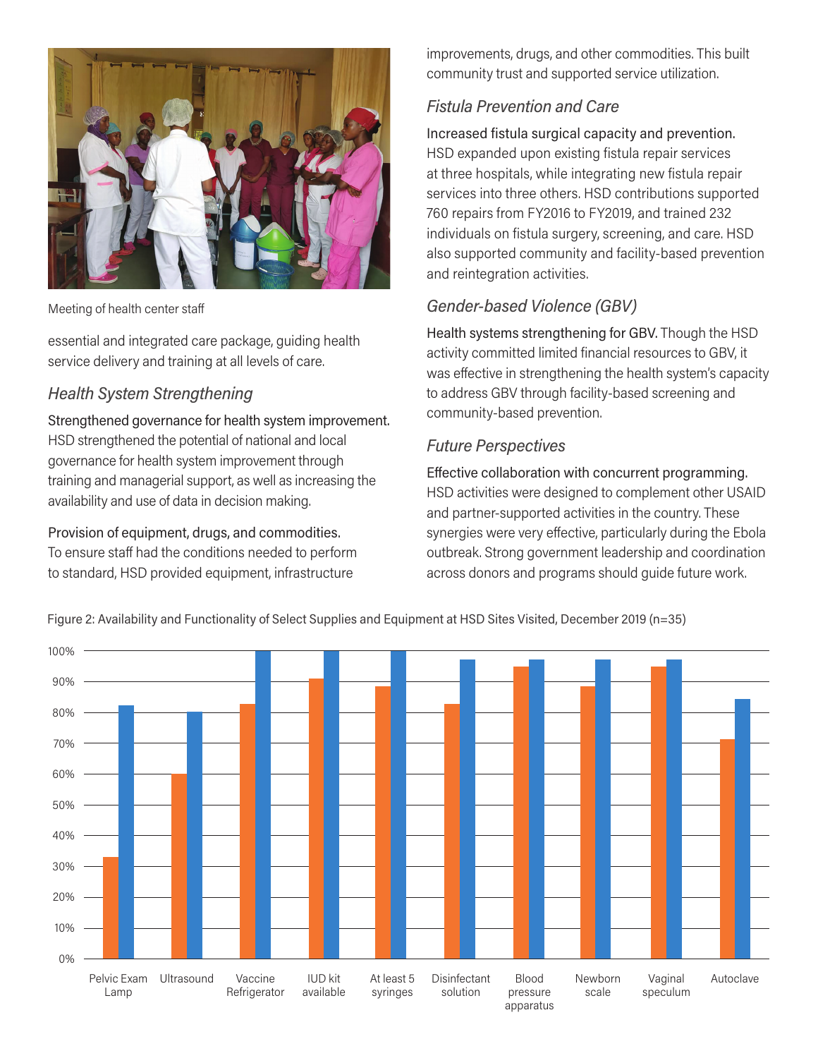Meeting of health center staff

essential and integrated care package, guiding health service delivery and training at all levels of care.

## *Health System Strengthening*

**Strengthened governance for health system improvement.** HSD strengthened the potential of national and local governance for health system improvement through training and managerial support, as well as increasing the availability and use of data in decision making.

**Provision of equipment, drugs, and commodities.** To ensure staff had the conditions needed to perform to standard, HSD provided equipment, infrastructure improvements, drugs, and other commodities. This built community trust and supported service utilization.

## *Fistula Prevention and Care*

**Increased fistula surgical capacity and prevention.** HSD expanded upon existing fistula repair services at three hospitals, while integrating new fistula repair services into three others. HSD contributions supported 760 repairs from FY2016 to FY2019, and trained 232 individuals on fistula surgery, screening, and care. HSD also supported community and facility-based prevention and reintegration activities.

## *Gender-based Violence (GBV)*

**Health systems strengthening for GBV.** Though the HSD activity committed limited financial resources to GBV, it was effective in strengthening the health system's capacity to address GBV through facility-based screening and community-based prevention.

## *Future Perspectives*

**Effective collaboration with concurrent programming.** HSD activities were designed to complement other USAID and partner-supported activities in the country. These synergies were very effective, particularly during the Ebola outbreak. Strong government leadership and coordination across donors and programs should guide future work.

Figure 2: Availability and Functionality of Select Supplies and Equipment at HSD Sites Visited, December 2019 (n=35)

100%
90%
80%
70%
60%
50%
40%
30%
20%
10%
0%

Pelvic Exam Lamp
Ultrasound
Vaccine Refrigerator
IUD kit available
At least 5 syringes
Disinfectant solution
Blood pressure apparatus
Newborn scale
Vaginal speculum
Autoclave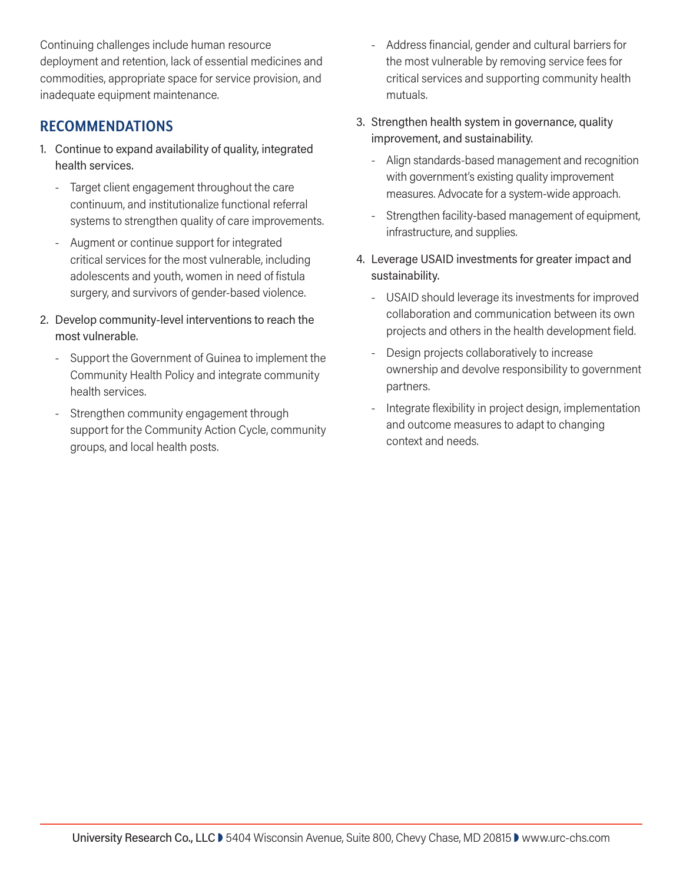Continuing challenges include human resource deployment and retention, lack of essential medicines and commodities, appropriate space for service provision, and inadequate equipment maintenance.

## RECOMMENDATIONS

1. Continue to expand availability of quality, integrated health services.
   - Target client engagement throughout the care continuum, and institutionalize functional referral systems to strengthen quality of care improvements.
   - Augment or continue support for integrated critical services for the most vulnerable, including adolescents and youth, women in need of fistula surgery, and survivors of gender-based violence.
2. Develop community-level interventions to reach the most vulnerable.
   - Support the Government of Guinea to implement the Community Health Policy and integrate community health services.
   - Strengthen community engagement through support for the Community Action Cycle, community groups, and local health posts.
   - Address financial, gender and cultural barriers for the most vulnerable by removing service fees for critical services and supporting community health mutuals.
3. Strengthen health system in governance, quality improvement, and sustainability.
   - Align standards-based management and recognition with government's existing quality improvement measures. Advocate for a system-wide approach.
   - Strengthen facility-based management of equipment, infrastructure, and supplies.
4. Leverage USAID investments for greater impact and sustainability.
   - USAID should leverage its investments for improved collaboration and communication between its own projects and others in the health development field.
   - Design projects collaboratively to increase ownership and devolve responsibility to government partners.
   - Integrate flexibility in project design, implementation and outcome measures to adapt to changing context and needs.

University Research Co., LLC ◗ 5404 Wisconsin Avenue, Suite 800, Chevy Chase, MD 20815 ◗ www.urc-chs.com